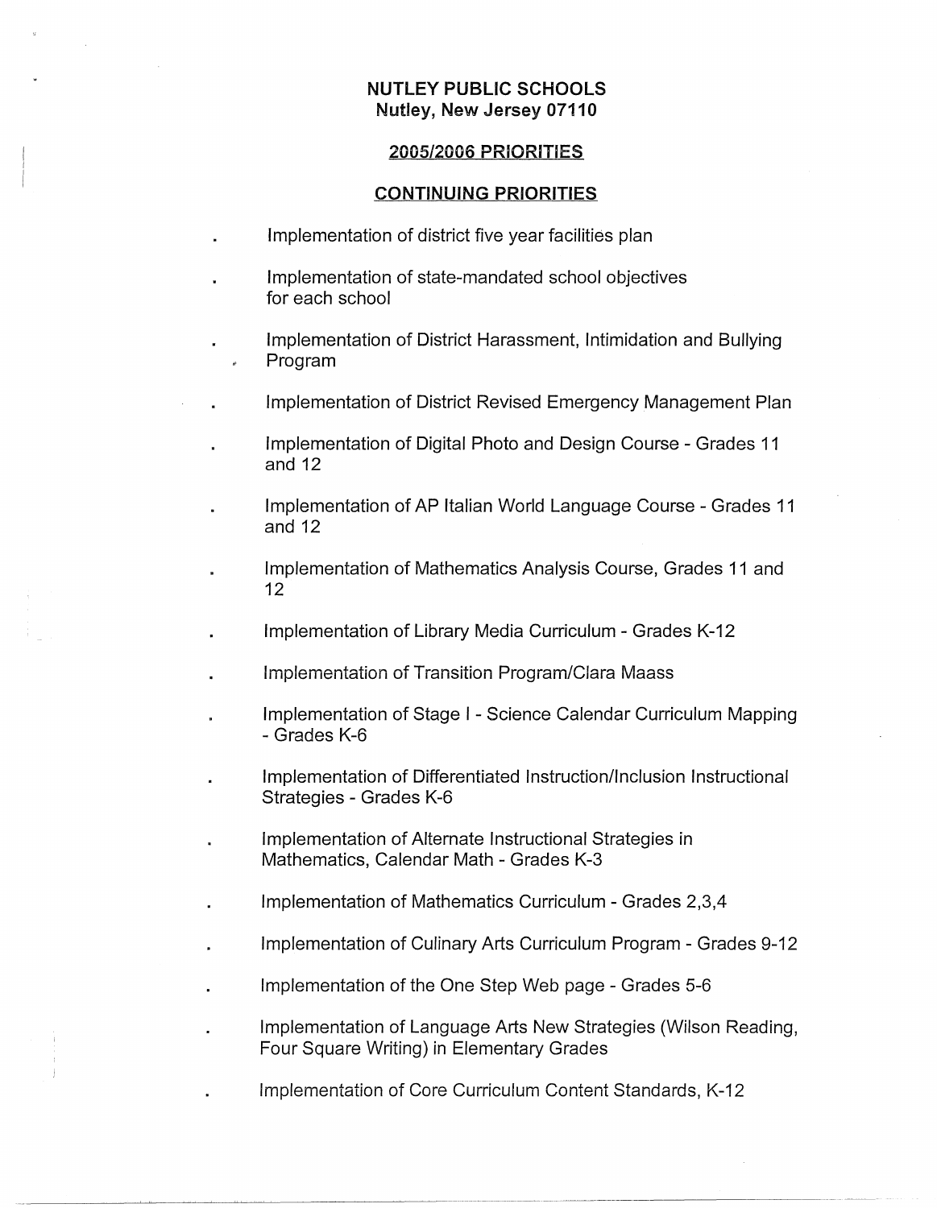**NUTLEY PUBLIC SCHOOLS**
**Nutley, New Jersey 07110**

## 2005/2006 PRIORITIES

## CONTINUING PRIORITIES

- Implementation of district five year facilities plan
- Implementation of state-mandated school objectives for each school
- Implementation of District Harassment, Intimidation and Bullying Program
- Implementation of District Revised Emergency Management Plan
- Implementation of Digital Photo and Design Course - Grades 11 and 12
- Implementation of AP Italian World Language Course - Grades 11 and 12
- Implementation of Mathematics Analysis Course, Grades 11 and 12
- Implementation of Library Media Curriculum - Grades K-12
- Implementation of Transition Program/Clara Maass
- Implementation of Stage I - Science Calendar Curriculum Mapping - Grades K-6
- Implementation of Differentiated Instruction/Inclusion Instructional Strategies - Grades K-6
- Implementation of Alternate Instructional Strategies in Mathematics, Calendar Math - Grades K-3
- Implementation of Mathematics Curriculum - Grades 2,3,4
- Implementation of Culinary Arts Curriculum Program - Grades 9-12
- Implementation of the One Step Web page - Grades 5-6
- Implementation of Language Arts New Strategies (Wilson Reading, Four Square Writing) in Elementary Grades
- Implementation of Core Curriculum Content Standards, K-12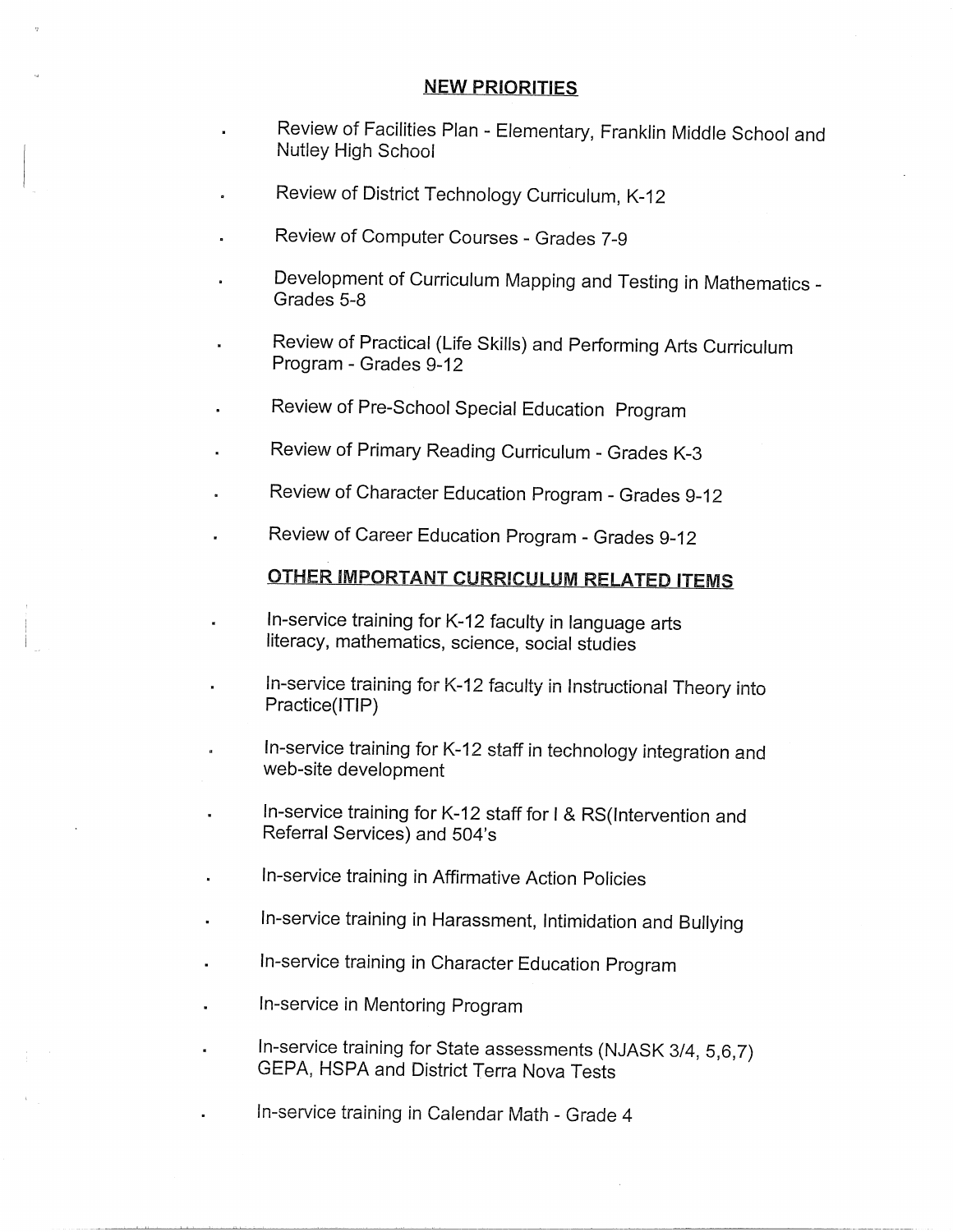## NEW PRIORITIES

- Review of Facilities Plan - Elementary, Franklin Middle School and Nutley High School
- Review of District Technology Curriculum, K-12
- Review of Computer Courses - Grades 7-9
- Development of Curriculum Mapping and Testing in Mathematics - Grades 5-8
- Review of Practical (Life Skills) and Performing Arts Curriculum Program - Grades 9-12
- Review of Pre-School Special Education Program
- Review of Primary Reading Curriculum - Grades K-3
- Review of Character Education Program - Grades 9-12
- Review of Career Education Program - Grades 9-12

## OTHER IMPORTANT CURRICULUM RELATED ITEMS

- In-service training for K-12 faculty in language arts literacy, mathematics, science, social studies
- In-service training for K-12 faculty in Instructional Theory into Practice(ITIP)
- In-service training for K-12 staff in technology integration and web-site development
- In-service training for K-12 staff for I & RS(Intervention and Referral Services) and 504's
- In-service training in Affirmative Action Policies
- In-service training in Harassment, Intimidation and Bullying
- In-service training in Character Education Program
- In-service in Mentoring Program
- In-service training for State assessments (NJASK 3/4, 5,6,7) GEPA, HSPA and District Terra Nova Tests
- In-service training in Calendar Math - Grade 4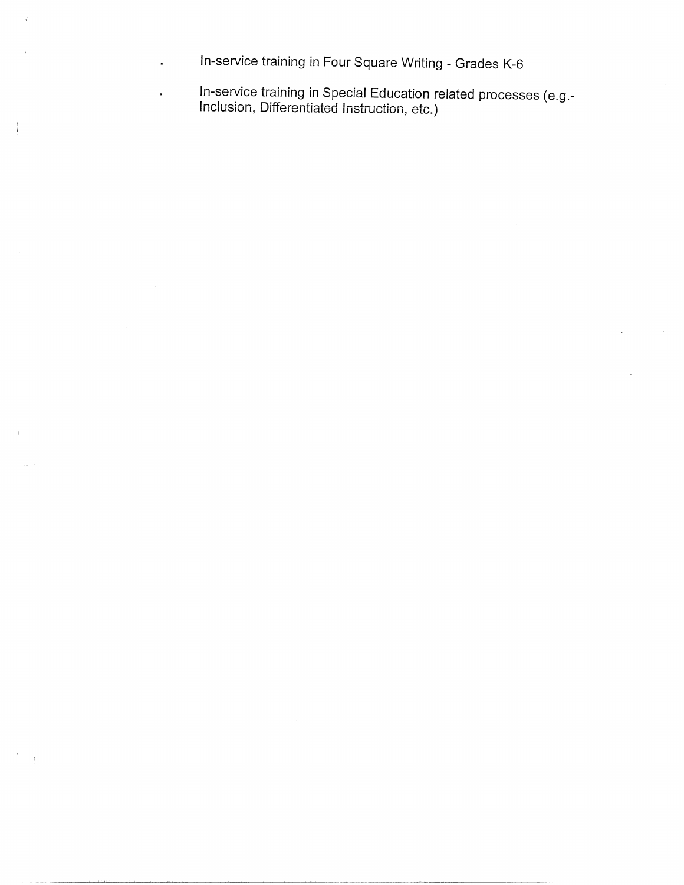- In-service training in Four Square Writing - Grades K-6
- In-service training in Special Education related processes (e.g.- Inclusion, Differentiated Instruction, etc.)